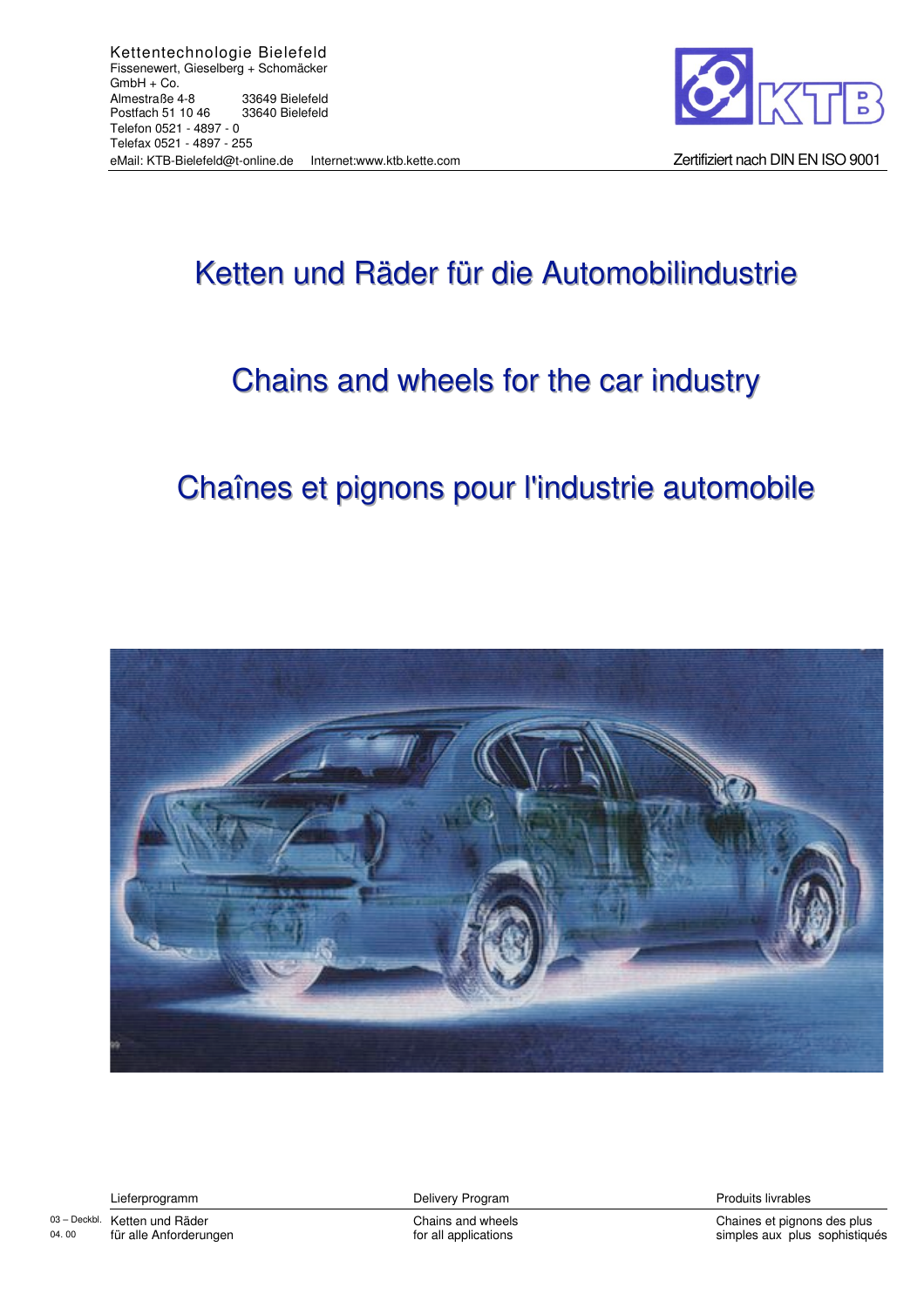Kettentechnologie Bielefeld
Fissenewert, Gieselberg + Schomäcker
GmbH + Co.
Almestraße 4-8 33649 Bielefeld
Postfach 51 10 46 33640 Bielefeld
Telefon 0521 - 4897 - 0
Telefax 0521 - 4897 - 255
eMail: KTB-Bielefeld@t-online.de Internet:www.ktb.kette.com

KTB

Zertifiziert nach DIN EN ISO 9001

# Ketten und Räder für die Automobilindustrie

# Chains and wheels for the car industry

# Chaînes et pignons pour l'industrie automobile

| Lieferprogramm | Delivery Program | Produits livrables |
|---|---|---|
| Ketten und Räder für alle Anforderungen | Chains and wheels for all applications | Chaines et pignons des plus simples aux plus sophistiqués |

03 – Deckbl.
04. 00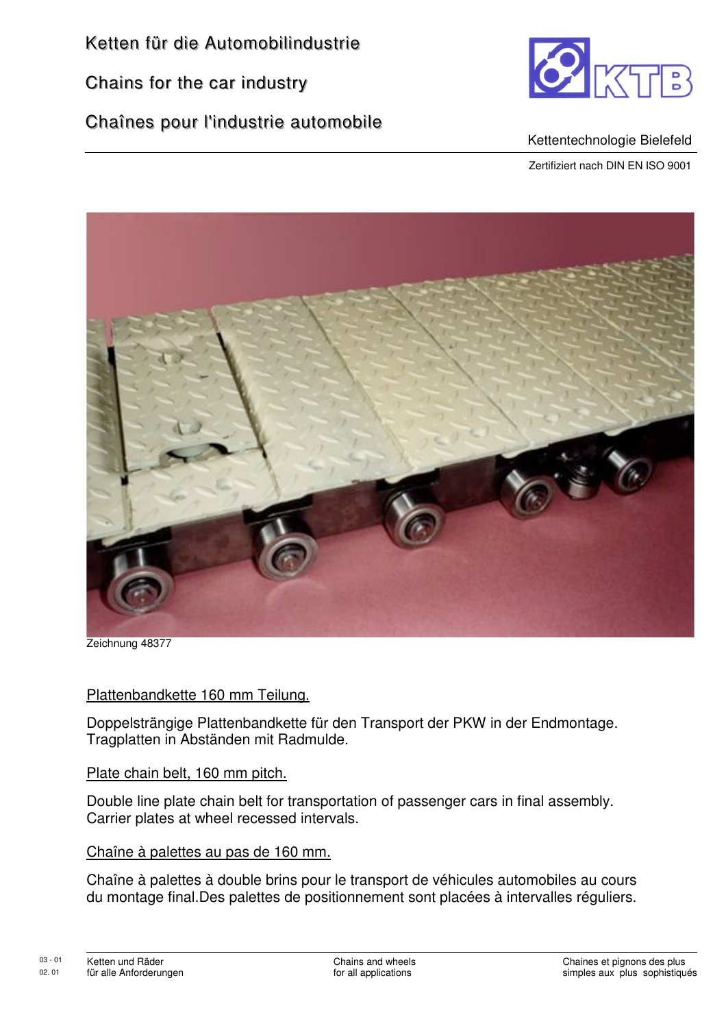# Ketten für die Automobilindustrie

# Chains for the car industry

# Chaînes pour l'industrie automobile

Kettentechnologie Bielefeld

Zertifiziert nach DIN EN ISO 9001

Zeichnung 48377

## Plattenbandkette 160 mm Teilung.

Doppelsträngige Plattenbandkette für den Transport der PKW in der Endmontage.
Tragplatten in Abständen mit Radmulde.

## Plate chain belt, 160 mm pitch.

Double line plate chain belt for transportation of passenger cars in final assembly.
Carrier plates at wheel recessed intervals.

## Chaîne à palettes au pas de 160 mm.

Chaîne à palettes à double brins pour le transport de véhicules automobiles au cours du montage final.Des palettes de positionnement sont placées à intervalles réguliers.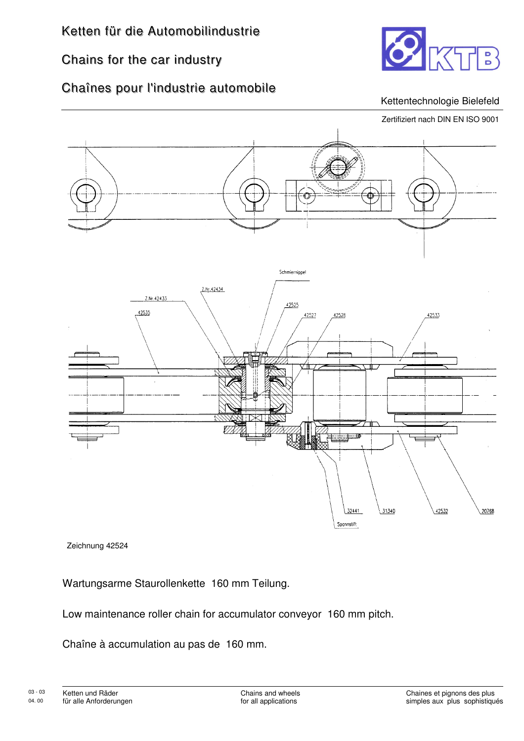# Ketten für die Automobilindustrie

# Chains for the car industry

# Chaînes pour l'industrie automobile

Kettentechnologie Bielefeld

Zertifiziert nach DIN EN ISO 9001

Schmiernippel

Z.Nr.42434

Z.Nr.42433

42525

42535

42527

42528

42533

32441

31340

42532

20768

Spannstift

Zeichnung 42524

Wartungsarme Staurollenkette 160 mm Teilung.

Low maintenance roller chain for accumulator conveyor 160 mm pitch.

Chaîne à accumulation au pas de 160 mm.

Ketten und Räder
für alle Anforderungen

Chains and wheels
for all applications

Chaines et pignons des plus
simples aux plus sophistiqués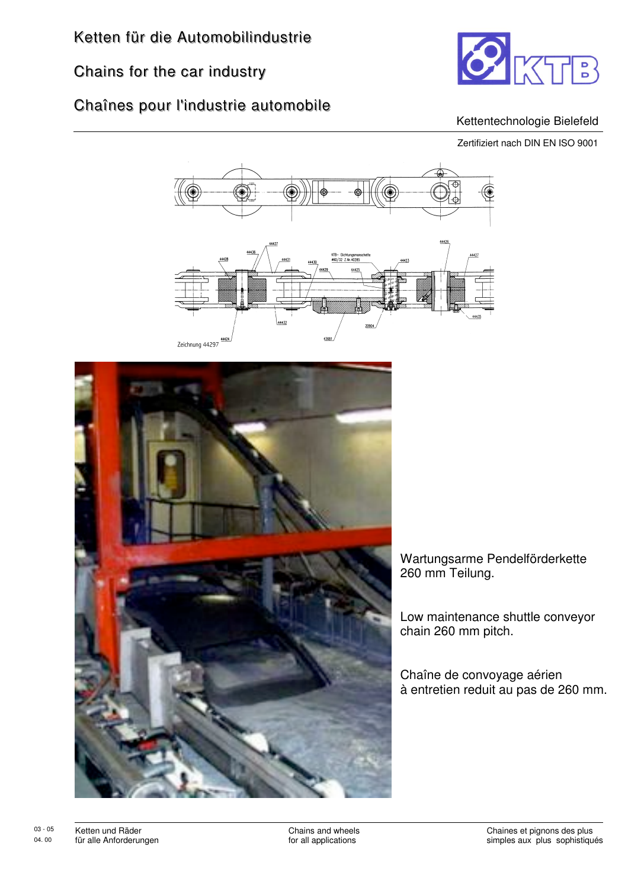# Ketten für die Automobilindustrie

# Chains for the car industry

# Chaînes pour l'industrie automobile

Kettentechnologie Bielefeld

Zertifiziert nach DIN EN ISO 9001

Zeichnung 44297

Wartungsarme Pendelförderkette 260 mm Teilung.

Low maintenance shuttle conveyor chain 260 mm pitch.

Chaîne de convoyage aérien à entretien reduit au pas de 260 mm.

Ketten und Räder für alle Anforderungen

Chains and wheels for all applications

Chaines et pignons des plus simples aux plus sophistiqués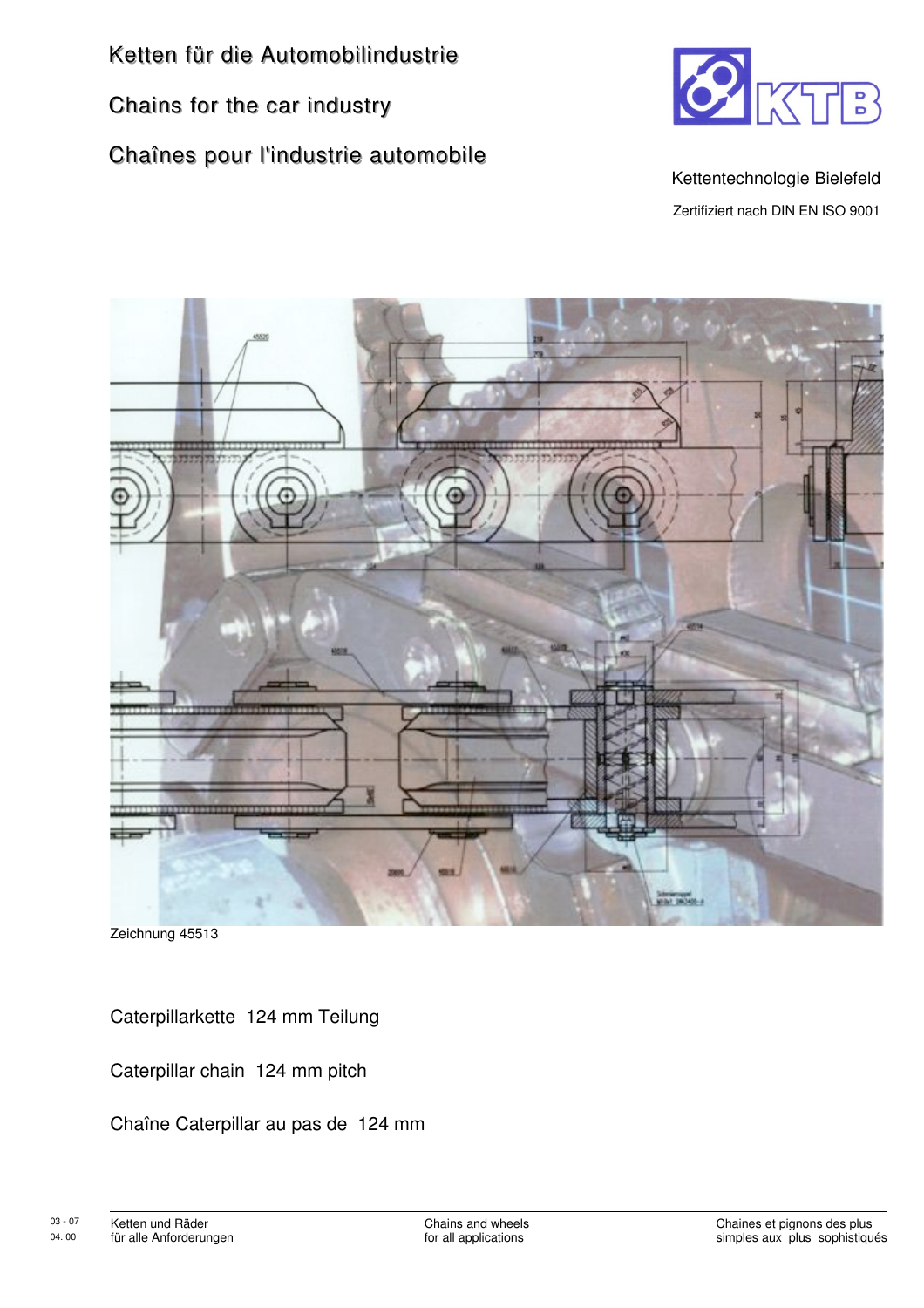# Ketten für die Automobilindustrie

# Chains for the car industry

# Chaînes pour l'industrie automobile

Kettentechnologie Bielefeld

Zertifiziert nach DIN EN ISO 9001

Zeichnung 45513

Caterpillarkette 124 mm Teilung

Caterpillar chain 124 mm pitch

Chaîne Caterpillar au pas de 124 mm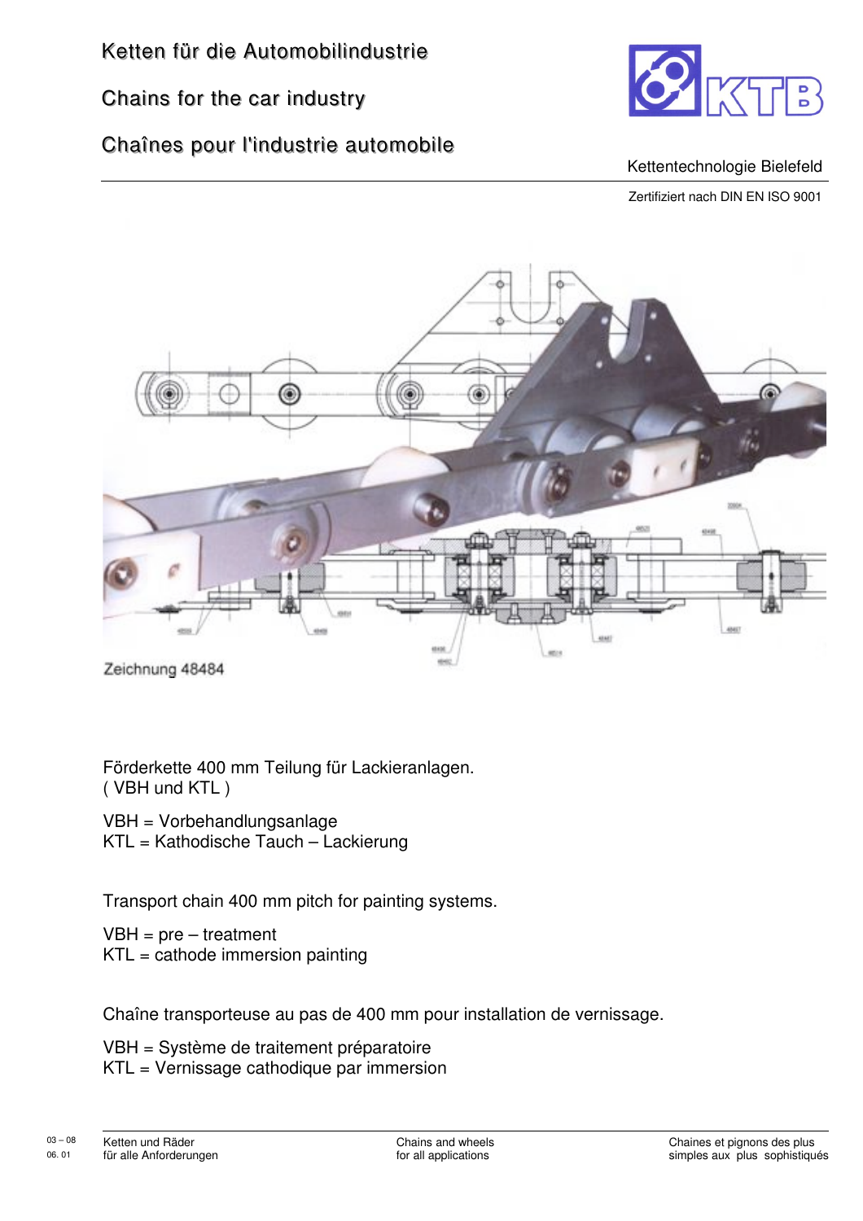# Ketten für die Automobilindustrie

# Chains for the car industry

# Chaînes pour l'industrie automobile

Kettentechnologie Bielefeld

Zertifiziert nach DIN EN ISO 9001

Zeichnung 48484

Förderkette 400 mm Teilung für Lackieranlagen.
( VBH und KTL )

VBH = Vorbehandlungsanlage
KTL = Kathodische Tauch – Lackierung

Transport chain 400 mm pitch for painting systems.

VBH = pre – treatment
KTL = cathode immersion painting

Chaîne transporteuse au pas de 400 mm pour installation de vernissage.

VBH = Système de traitement préparatoire
KTL = Vernissage cathodique par immersion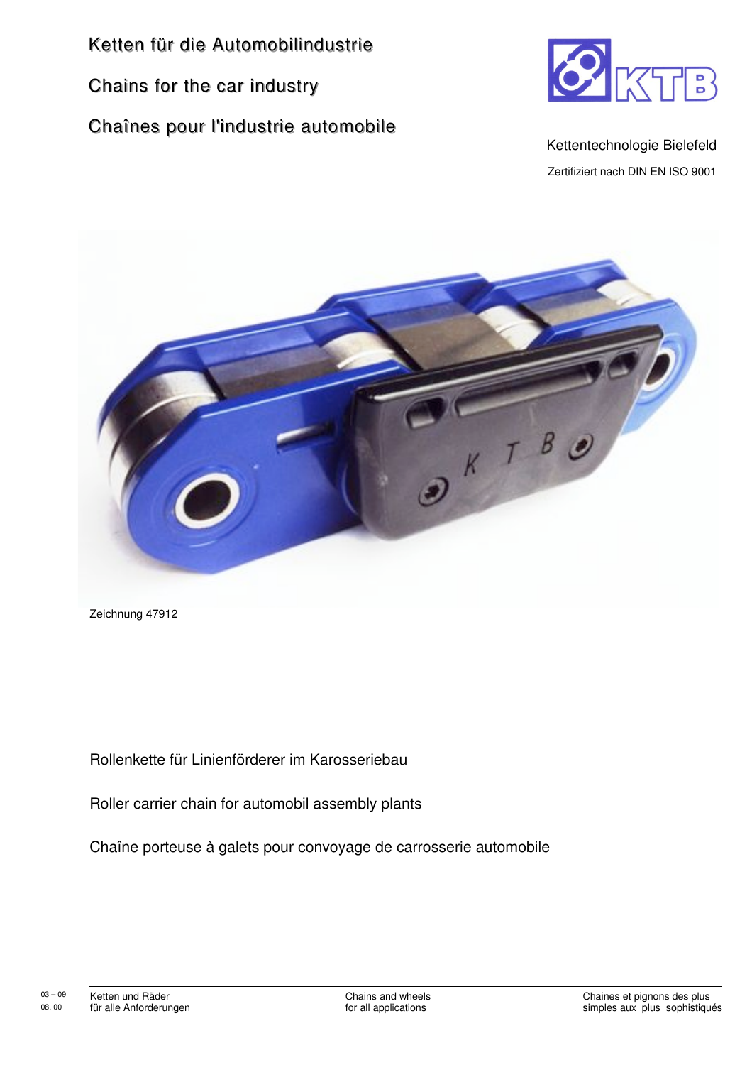# Ketten für die Automobilindustrie

# Chains for the car industry

# Chaînes pour l'industrie automobile

Kettentechnologie Bielefeld

Zertifiziert nach DIN EN ISO 9001

Zeichnung 47912

Rollenkette für Linienförderer im Karosseriebau

Roller carrier chain for automobil assembly plants

Chaîne porteuse à galets pour convoyage de carrosserie automobile

03 – 09
08. 00

Ketten und Räder
für alle Anforderungen

Chains and wheels
for all applications

Chaines et pignons des plus
simples aux plus sophistiqués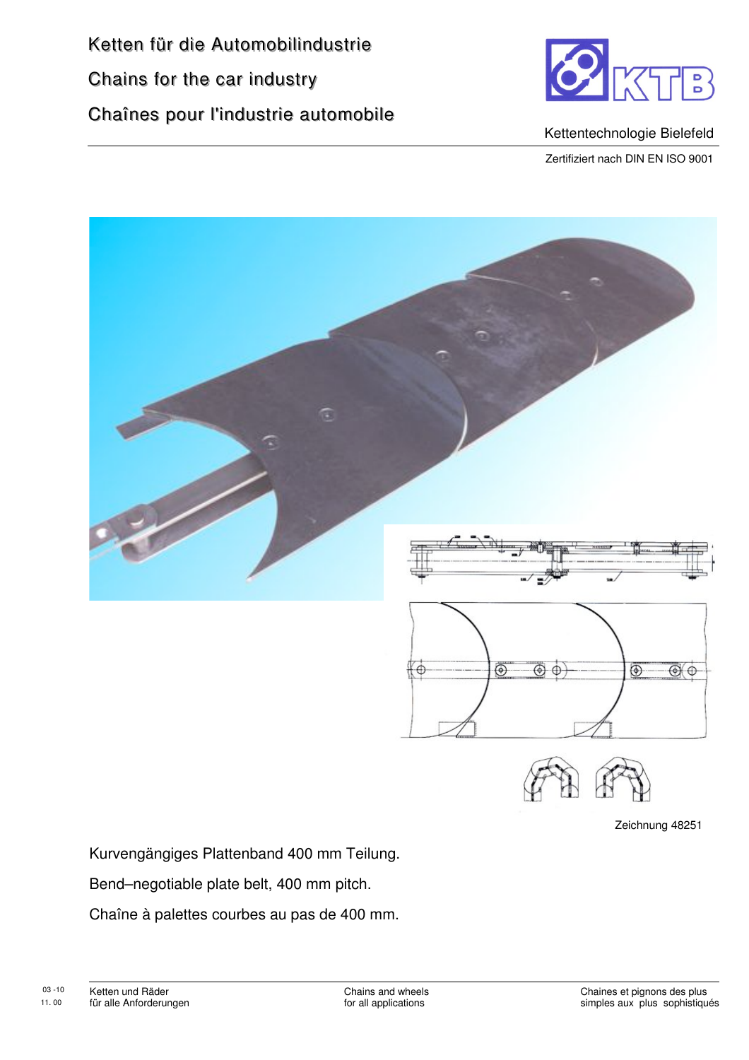Ketten für die Automobilindustrie

Chains for the car industry

Chaînes pour l'industrie automobile

Kettentechnologie Bielefeld

Zertifiziert nach DIN EN ISO 9001

Zeichnung 48251

Kurvengängiges Plattenband 400 mm Teilung.

Bend–negotiable plate belt, 400 mm pitch.

Chaîne à palettes courbes au pas de 400 mm.

03 -10
11. 00

Ketten und Räder
für alle Anforderungen

Chains and wheels
for all applications

Chaines et pignons des plus
simples aux plus sophistiqués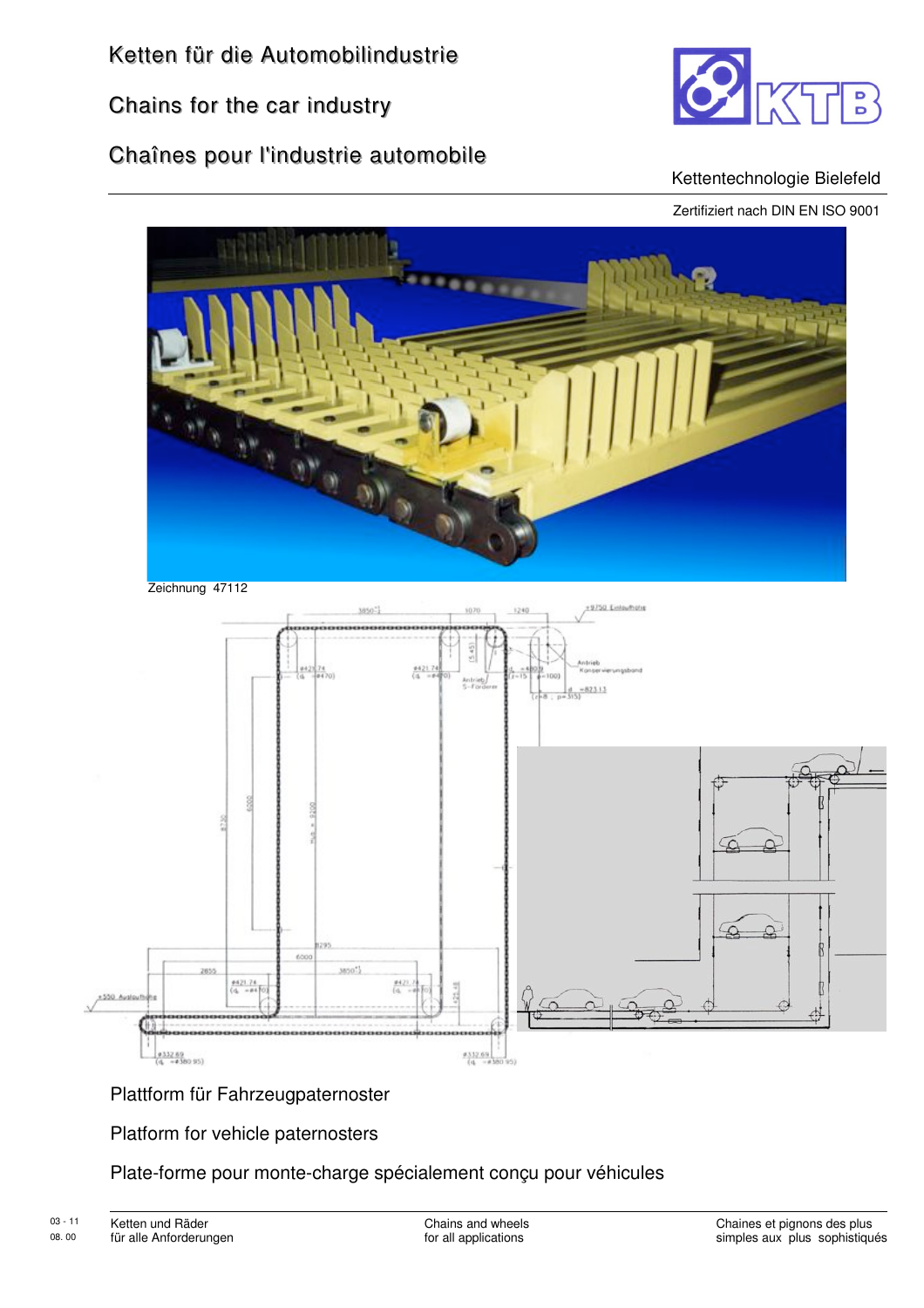# Ketten für die Automobilindustrie

# Chains for the car industry

# Chaînes pour l'industrie automobile

Kettentechnologie Bielefeld

Zertifiziert nach DIN EN ISO 9001

Zeichnung 47112

Plattform für Fahrzeugpaternoster

Platform for vehicle paternosters

Plate-forme pour monte-charge spécialement conçu pour véhicules

Ketten und Räder für alle Anforderungen | Chains and wheels for all applications | Chaines et pignons des plus simples aux plus sophistiqués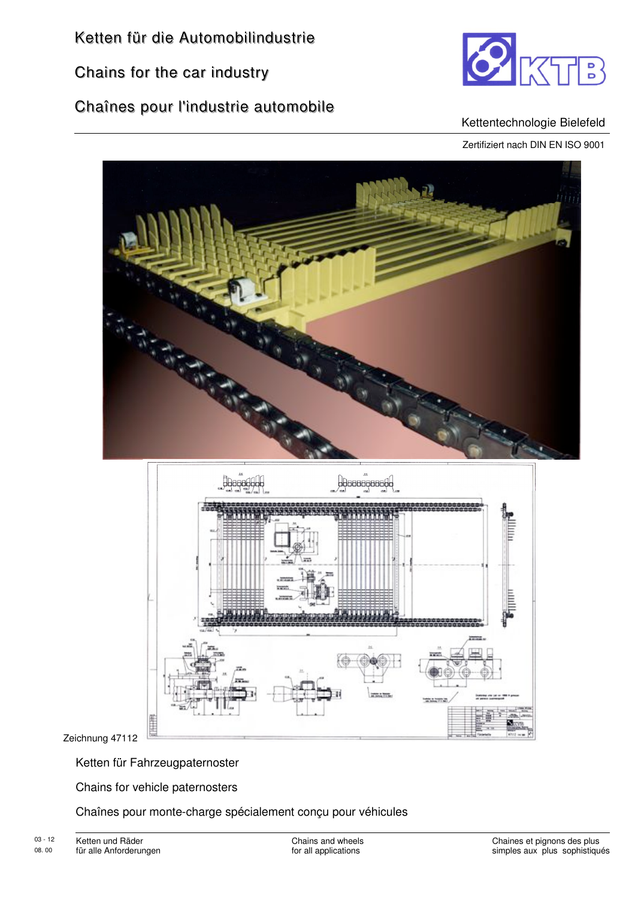# Ketten für die Automobilindustrie

# Chains for the car industry

# Chaînes pour l'industrie automobile

Kettentechnologie Bielefeld

Zertifiziert nach DIN EN ISO 9001

Zeichnung 47112

Ketten für Fahrzeugpaternoster

Chains for vehicle paternosters

Chaînes pour monte-charge spécialement conçu pour véhicules

03 - 12
08. 00

Ketten und Räder
für alle Anforderungen

Chains and wheels
for all applications

Chaines et pignons des plus
simples aux plus sophistiqués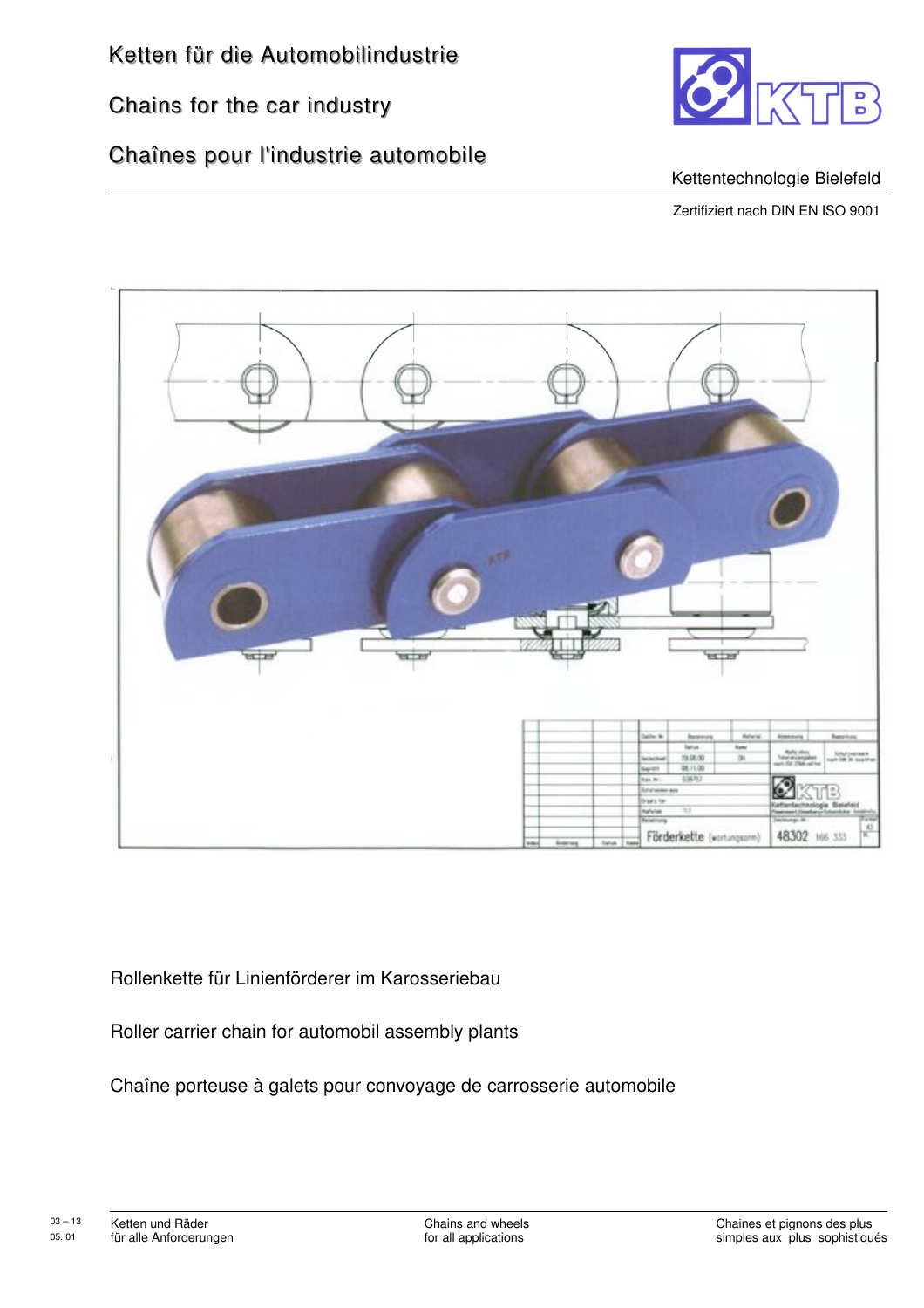# Ketten für die Automobilindustrie

# Chains for the car industry

# Chaînes pour l'industrie automobile

KTB

Kettentechnologie Bielefeld

Zertifiziert nach DIN EN ISO 9001

Rollenkette für Linienförderer im Karosseriebau

Roller carrier chain for automobil assembly plants

Chaîne porteuse à galets pour convoyage de carrosserie automobile

03 – 13
05. 01

Ketten und Räder
für alle Anforderungen

Chains and wheels
for all applications

Chaines et pignons des plus
simples aux plus sophistiqués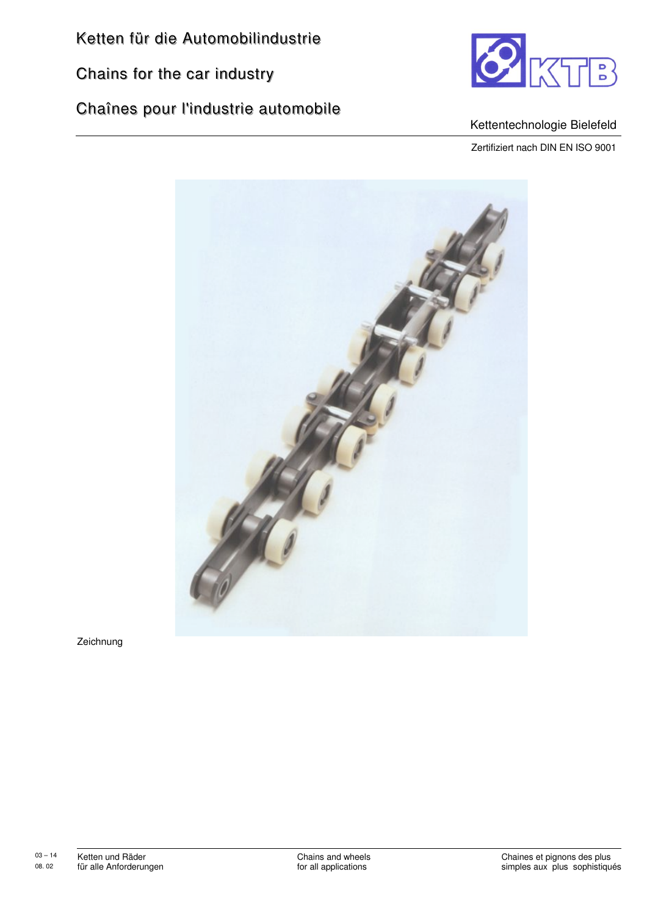# Ketten für die Automobilindustrie

# Chains for the car industry

# Chaînes pour l'industrie automobile

KTB

Kettentechnologie Bielefeld

Zertifiziert nach DIN EN ISO 9001

Zeichnung

03 – 14
08. 02

Ketten und Räder
für alle Anforderungen

Chains and wheels
for all applications

Chaines et pignons des plus
simples aux plus sophistiqués